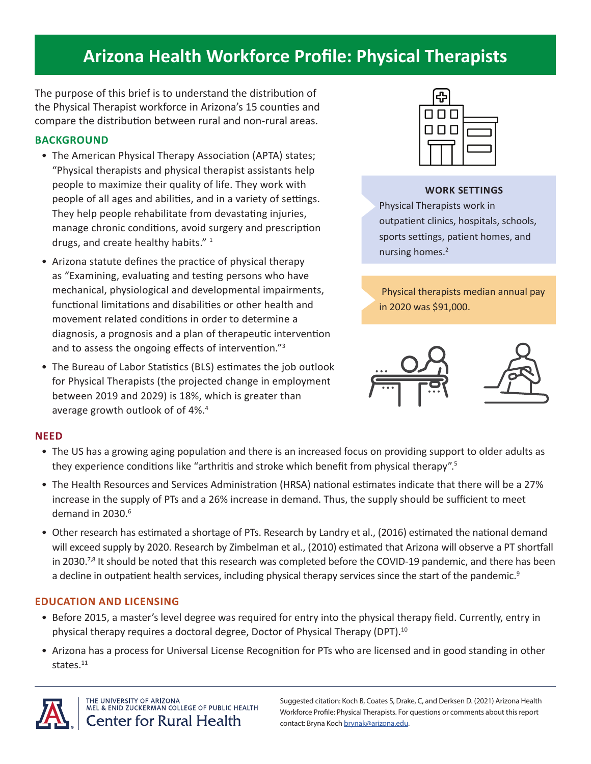# Arizona Health Workforce Profile: Physical Therapists

The purpose of this brief is to understand the distribution of the Physical Therapist workforce in Arizona's 15 counties and compare the distribution between rural and non-rural areas.

## BACKGROUND

- The American Physical Therapy Association (APTA) states; "Physical therapists and physical therapist assistants help people to maximize their quality of life. They work with people of all ages and abilities, and in a variety of settings. They help people rehabilitate from devastating injuries, manage chronic conditions, avoid surgery and prescription drugs, and create healthy habits." [1]
- Arizona statute defines the practice of physical therapy as "Examining, evaluating and testing persons who have mechanical, physiological and developmental impairments, functional limitations and disabilities or other health and movement related conditions in order to determine a diagnosis, a prognosis and a plan of therapeutic intervention and to assess the ongoing effects of intervention."[3]
- The Bureau of Labor Statistics (BLS) estimates the job outlook for Physical Therapists (the projected change in employment between 2019 and 2029) is 18%, which is greater than average growth outlook of of 4%.[4]

**WORK SETTINGS**

Physical Therapists work in outpatient clinics, hospitals, schools, sports settings, patient homes, and nursing homes.[2]

Physical therapists median annual pay in 2020 was $91,000.

## NEED

- The US has a growing aging population and there is an increased focus on providing support to older adults as they experience conditions like "arthritis and stroke which benefit from physical therapy".[5]
- The Health Resources and Services Administration (HRSA) national estimates indicate that there will be a 27% increase in the supply of PTs and a 26% increase in demand. Thus, the supply should be sufficient to meet demand in 2030.[6]
- Other research has estimated a shortage of PTs. Research by Landry et al., (2016) estimated the national demand will exceed supply by 2020. Research by Zimbelman et al., (2010) estimated that Arizona will observe a PT shortfall in 2030.[7,8] It should be noted that this research was completed before the COVID-19 pandemic, and there has been a decline in outpatient health services, including physical therapy services since the start of the pandemic.[9]

## EDUCATION AND LICENSING

- Before 2015, a master's level degree was required for entry into the physical therapy field. Currently, entry in physical therapy requires a doctoral degree, Doctor of Physical Therapy (DPT).[10]
- Arizona has a process for Universal License Recognition for PTs who are licensed and in good standing in other states.[11]

THE UNIVERSITY OF ARIZONA
MEL & ENID ZUCKERMAN COLLEGE OF PUBLIC HEALTH
Center for Rural Health

Suggested citation: Koch B, Coates S, Drake, C, and Derksen D. (2021) Arizona Health Workforce Profile: Physical Therapists. For questions or comments about this report contact: Bryna Koch brynak@arizona.edu.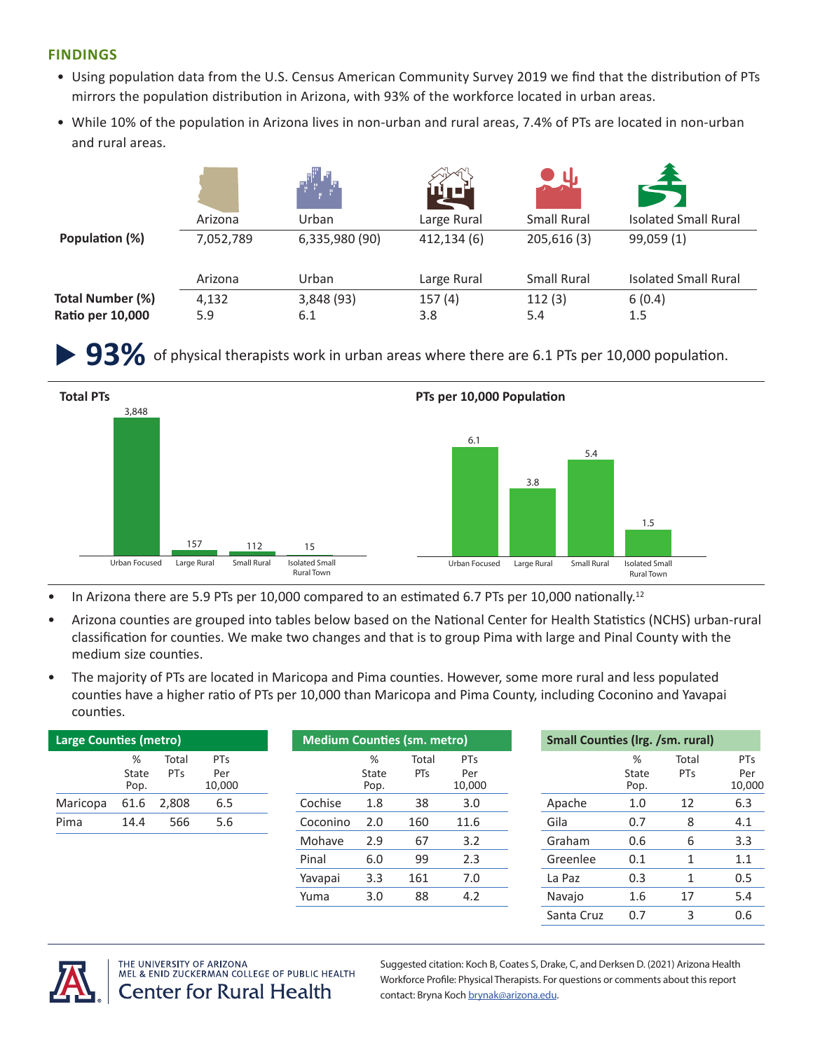## FINDINGS

- Using population data from the U.S. Census American Community Survey 2019 we find that the distribution of PTs mirrors the population distribution in Arizona, with 93% of the workforce located in urban areas.
- While 10% of the population in Arizona lives in non-urban and rural areas, 7.4% of PTs are located in non-urban and rural areas.

| | Arizona | Urban | Large Rural | Small Rural | Isolated Small Rural |
|---|---|---|---|---|---|
| **Population (%)** | 7,052,789 | 6,335,980 (90) | 412,134 (6) | 205,616 (3) | 99,059 (1) |

| | Arizona | Urban | Large Rural | Small Rural | Isolated Small Rural |
|---|---|---|---|---|---|
| **Total Number (%)** | 4,132 | 3,848 (93) | 157 (4) | 112 (3) | 6 (0.4) |
| **Ratio per 10,000** | 5.9 | 6.1 | 3.8 | 5.4 | 1.5 |

**93%** of physical therapists work in urban areas where there are 6.1 PTs per 10,000 population.

**Total PTs**

3,848
157
112
15

Urban Focused
Large Rural
Small Rural
Isolated Small Rural Town

**PTs per 10,000 Population**

6.1
3.8
5.4
1.5

Urban Focused
Large Rural
Small Rural
Isolated Small Rural Town

- In Arizona there are 5.9 PTs per 10,000 compared to an estimated 6.7 PTs per 10,000 nationally.[12]
- Arizona counties are grouped into tables below based on the National Center for Health Statistics (NCHS) urban-rural classification for counties. We make two changes and that is to group Pima with large and Pinal County with the medium size counties.
- The majority of PTs are located in Maricopa and Pima counties. However, some more rural and less populated counties have a higher ratio of PTs per 10,000 than Maricopa and Pima County, including Coconino and Yavapai counties.

| Large Counties (metro) | % State Pop. | Total PTs | PTs Per 10,000 |
|---|---|---|---|
| Maricopa | 61.6 | 2,808 | 6.5 |
| Pima | 14.4 | 566 | 5.6 |

| Medium Counties (sm. metro) | % State Pop. | Total PTs | PTs Per 10,000 |
|---|---|---|---|
| Cochise | 1.8 | 38 | 3.0 |
| Coconino | 2.0 | 160 | 11.6 |
| Mohave | 2.9 | 67 | 3.2 |
| Pinal | 6.0 | 99 | 2.3 |
| Yavapai | 3.3 | 161 | 7.0 |
| Yuma | 3.0 | 88 | 4.2 |

| Small Counties (lrg. /sm. rural) | % State Pop. | Total PTs | PTs Per 10,000 |
|---|---|---|---|
| Apache | 1.0 | 12 | 6.3 |
| Gila | 0.7 | 8 | 4.1 |
| Graham | 0.6 | 6 | 3.3 |
| Greenlee | 0.1 | 1 | 1.1 |
| La Paz | 0.3 | 1 | 0.5 |
| Navajo | 1.6 | 17 | 5.4 |
| Santa Cruz | 0.7 | 3 | 0.6 |

THE UNIVERSITY OF ARIZONA
MEL & ENID ZUCKERMAN COLLEGE OF PUBLIC HEALTH
Center for Rural Health

Suggested citation: Koch B, Coates S, Drake, C, and Derksen D. (2021) Arizona Health Workforce Profile: Physical Therapists. For questions or comments about this report contact: Bryna Koch brynak@arizona.edu.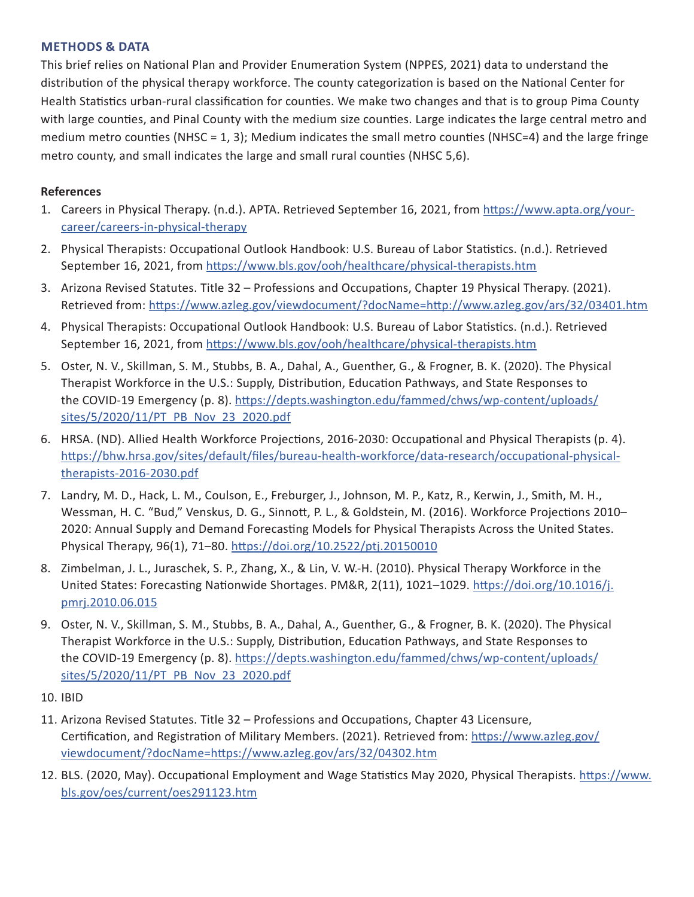## METHODS & DATA

This brief relies on National Plan and Provider Enumeration System (NPPES, 2021) data to understand the distribution of the physical therapy workforce. The county categorization is based on the National Center for Health Statistics urban-rural classification for counties. We make two changes and that is to group Pima County with large counties, and Pinal County with the medium size counties. Large indicates the large central metro and medium metro counties (NHSC = 1, 3); Medium indicates the small metro counties (NHSC=4) and the large fringe metro county, and small indicates the large and small rural counties (NHSC 5,6).

**References**

1. Careers in Physical Therapy. (n.d.). APTA. Retrieved September 16, 2021, from https://www.apta.org/your-career/careers-in-physical-therapy
2. Physical Therapists: Occupational Outlook Handbook: U.S. Bureau of Labor Statistics. (n.d.). Retrieved September 16, 2021, from https://www.bls.gov/ooh/healthcare/physical-therapists.htm
3. Arizona Revised Statutes. Title 32 – Professions and Occupations, Chapter 19 Physical Therapy. (2021). Retrieved from: https://www.azleg.gov/viewdocument/?docName=http://www.azleg.gov/ars/32/03401.htm
4. Physical Therapists: Occupational Outlook Handbook: U.S. Bureau of Labor Statistics. (n.d.). Retrieved September 16, 2021, from https://www.bls.gov/ooh/healthcare/physical-therapists.htm
5. Oster, N. V., Skillman, S. M., Stubbs, B. A., Dahal, A., Guenther, G., & Frogner, B. K. (2020). The Physical Therapist Workforce in the U.S.: Supply, Distribution, Education Pathways, and State Responses to the COVID-19 Emergency (p. 8). https://depts.washington.edu/fammed/chws/wp-content/uploads/sites/5/2020/11/PT_PB_Nov_23_2020.pdf
6. HRSA. (ND). Allied Health Workforce Projections, 2016-2030: Occupational and Physical Therapists (p. 4). https://bhw.hrsa.gov/sites/default/files/bureau-health-workforce/data-research/occupational-physical-therapists-2016-2030.pdf
7. Landry, M. D., Hack, L. M., Coulson, E., Freburger, J., Johnson, M. P., Katz, R., Kerwin, J., Smith, M. H., Wessman, H. C. "Bud," Venskus, D. G., Sinnott, P. L., & Goldstein, M. (2016). Workforce Projections 2010–2020: Annual Supply and Demand Forecasting Models for Physical Therapists Across the United States. Physical Therapy, 96(1), 71–80. https://doi.org/10.2522/ptj.20150010
8. Zimbelman, J. L., Juraschek, S. P., Zhang, X., & Lin, V. W.-H. (2010). Physical Therapy Workforce in the United States: Forecasting Nationwide Shortages. PM&R, 2(11), 1021–1029. https://doi.org/10.1016/j.pmrj.2010.06.015
9. Oster, N. V., Skillman, S. M., Stubbs, B. A., Dahal, A., Guenther, G., & Frogner, B. K. (2020). The Physical Therapist Workforce in the U.S.: Supply, Distribution, Education Pathways, and State Responses to the COVID-19 Emergency (p. 8). https://depts.washington.edu/fammed/chws/wp-content/uploads/sites/5/2020/11/PT_PB_Nov_23_2020.pdf
10. IBID
11. Arizona Revised Statutes. Title 32 – Professions and Occupations, Chapter 43 Licensure, Certification, and Registration of Military Members. (2021). Retrieved from: https://www.azleg.gov/viewdocument/?docName=https://www.azleg.gov/ars/32/04302.htm
12. BLS. (2020, May). Occupational Employment and Wage Statistics May 2020, Physical Therapists. https://www.bls.gov/oes/current/oes291123.htm